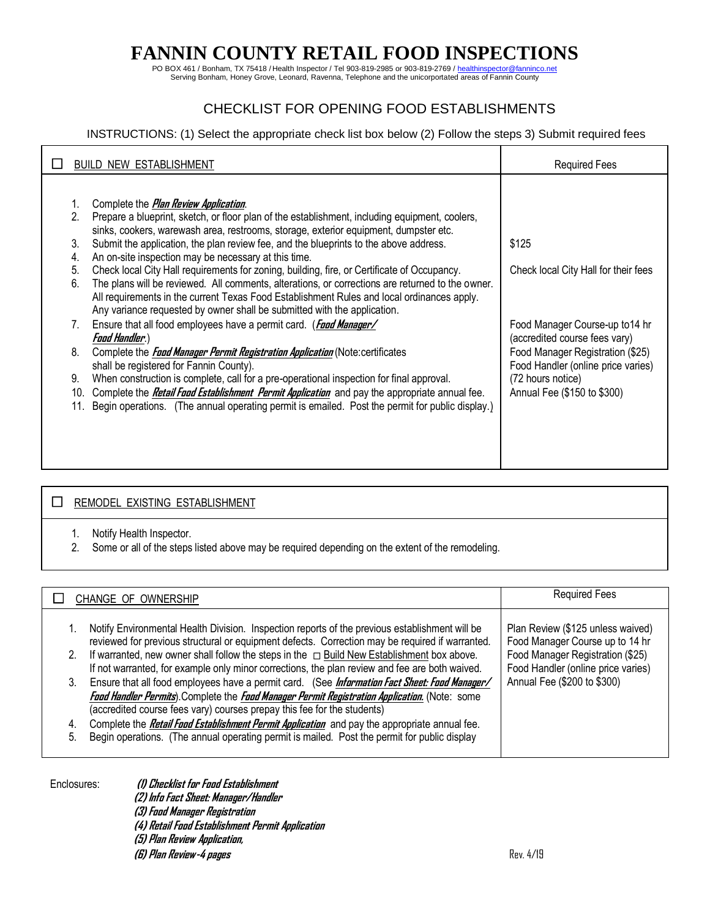# FANNIN COUNTY RETAIL FOOD INSPECTIONS

PO BOX 461 / Bonham, TX 75418 / Health Inspector / Tel 903-819-2985 or 903-819-2769 / healthinspector@fanninco.net
Serving Bonham, Honey Grove, Leonard, Ravenna, Telephone and the unicorportated areas of Fannin County

## CHECKLIST FOR OPENING FOOD ESTABLISHMENTS

INSTRUCTIONS: (1) Select the appropriate check list box below (2) Follow the steps 3) Submit required fees

| ☐ BUILD NEW ESTABLISHMENT | Required Fees |
|---|---|
| 1. Complete the ***Plan Review Application***.<br>2. Prepare a blueprint, sketch, or floor plan of the establishment, including equipment, coolers, sinks, cookers, warewash area, restrooms, storage, exterior equipment, dumpster etc.<br>3. Submit the application, the plan review fee, and the blueprints to the above address.<br>4. An on-site inspection may be necessary at this time.<br>5. Check local City Hall requirements for zoning, building, fire, or Certificate of Occupancy.<br>6. The plans will be reviewed. All comments, alterations, or corrections are returned to the owner. All requirements in the current Texas Food Establishment Rules and local ordinances apply. Any variance requested by owner shall be submitted with the application.<br>7. Ensure that all food employees have a permit card. (***Food Manager/ Food Handler***.)<br>8. Complete the ***Food Manager Permit Registration Application*** (Note:certificates shall be registered for Fannin County).<br>9. When construction is complete, call for a pre-operational inspection for final approval.<br>10. Complete the ***Retail Food Establishment Permit Application*** and pay the appropriate annual fee.<br>11. Begin operations. (The annual operating permit is emailed. Post the permit for public display.) | $125<br><br>Check local City Hall for their fees<br><br>Food Manager Course-up to14 hr (accredited course fees vary)<br>Food Manager Registration ($25)<br>Food Handler (online price varies)<br>(72 hours notice)<br>Annual Fee ($150 to $300) |

| ☐ REMODEL EXISTING ESTABLISHMENT |
|---|
| 1. Notify Health Inspector.<br>2. Some or all of the steps listed above may be required depending on the extent of the remodeling. |

| ☐ CHANGE OF OWNERSHIP | Required Fees |
|---|---|
| 1. Notify Environmental Health Division. Inspection reports of the previous establishment will be reviewed for previous structural or equipment defects. Correction may be required if warranted.<br>2. If warranted, new owner shall follow the steps in the ☐ Build New Establishment box above. If not warranted, for example only minor corrections, the plan review and fee are both waived.<br>3. Ensure that all food employees have a permit card. (See ***Information Fact Sheet: Food Manager/ Food Handler Permits***).Complete the ***Food Manager Permit Registration Application.*** (Note: some (accredited course fees vary) courses prepay this fee for the students)<br>4. Complete the ***Retail Food Establishment Permit Application*** and pay the appropriate annual fee.<br>5. Begin operations. (The annual operating permit is mailed. Post the permit for public display | Plan Review ($125 unless waived)<br>Food Manager Course up to 14 hr<br>Food Manager Registration ($25)<br>Food Handler (online price varies)<br>Annual Fee ($200 to $300) |

Enclosures:
***(1) Checklist for Food Establishment***
***(2) Info Fact Sheet: Manager/Handler***
***(3) Food Manager Registration***
***(4) Retail Food Establishment Permit Application***
***(5) Plan Review Application,***
***(6) Plan Review-4 pages***

Rev. 4/19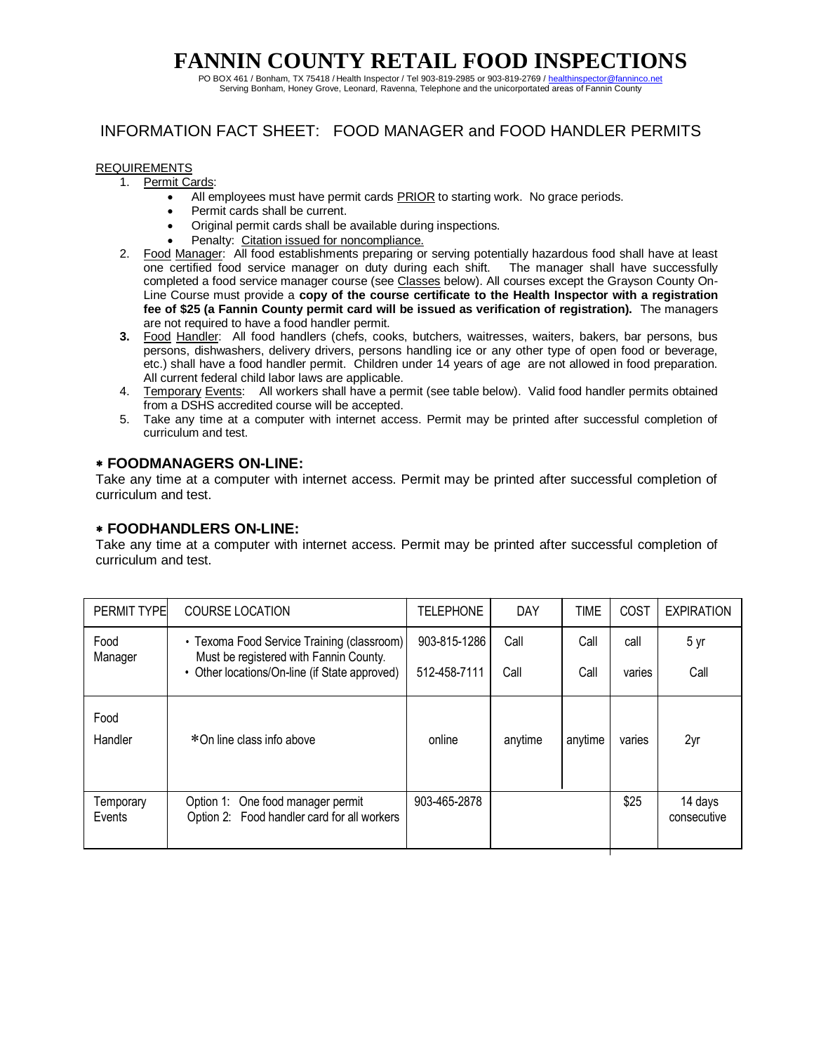# FANNIN COUNTY RETAIL FOOD INSPECTIONS

PO BOX 461 / Bonham, TX 75418 / Health Inspector / Tel 903-819-2985 or 903-819-2769 / healthinspector@fanninco.net
Serving Bonham, Honey Grove, Leonard, Ravenna, Telephone and the unicorportated areas of Fannin County

## INFORMATION FACT SHEET: FOOD MANAGER and FOOD HANDLER PERMITS

REQUIREMENTS

1. Permit Cards:
   - All employees must have permit cards PRIOR to starting work. No grace periods.
   - Permit cards shall be current.
   - Original permit cards shall be available during inspections.
   - Penalty: Citation issued for noncompliance.
2. Food Manager: All food establishments preparing or serving potentially hazardous food shall have at least one certified food service manager on duty during each shift. The manager shall have successfully completed a food service manager course (see Classes below). All courses except the Grayson County On-Line Course must provide a **copy of the course certificate to the Health Inspector with a registration fee of $25 (a Fannin County permit card will be issued as verification of registration).** The managers are not required to have a food handler permit.
3. Food Handler: All food handlers (chefs, cooks, butchers, waitresses, waiters, bakers, bar persons, bus persons, dishwashers, delivery drivers, persons handling ice or any other type of open food or beverage, etc.) shall have a food handler permit. Children under 14 years of age are not allowed in food preparation. All current federal child labor laws are applicable.
4. Temporary Events: All workers shall have a permit (see table below). Valid food handler permits obtained from a DSHS accredited course will be accepted.
5. Take any time at a computer with internet access. Permit may be printed after successful completion of curriculum and test.

### * FOODMANAGERS ON-LINE:

Take any time at a computer with internet access. Permit may be printed after successful completion of curriculum and test.

### * FOODHANDLERS ON-LINE:

Take any time at a computer with internet access. Permit may be printed after successful completion of curriculum and test.

| PERMIT TYPE | COURSE LOCATION | TELEPHONE | DAY | TIME | COST | EXPIRATION |
|---|---|---|---|---|---|---|
| Food Manager | • Texoma Food Service Training (classroom) Must be registered with Fannin County. | 903-815-1286 | Call | Call | call | 5 yr |
| | • Other locations/On-line (if State approved) | 512-458-7111 | Call | Call | varies | Call |
| Food Handler | *On line class info above | online | anytime | anytime | varies | 2yr |
| Temporary Events | Option 1: One food manager permit<br>Option 2: Food handler card for all workers | 903-465-2878 | | | $25 | 14 days consecutive |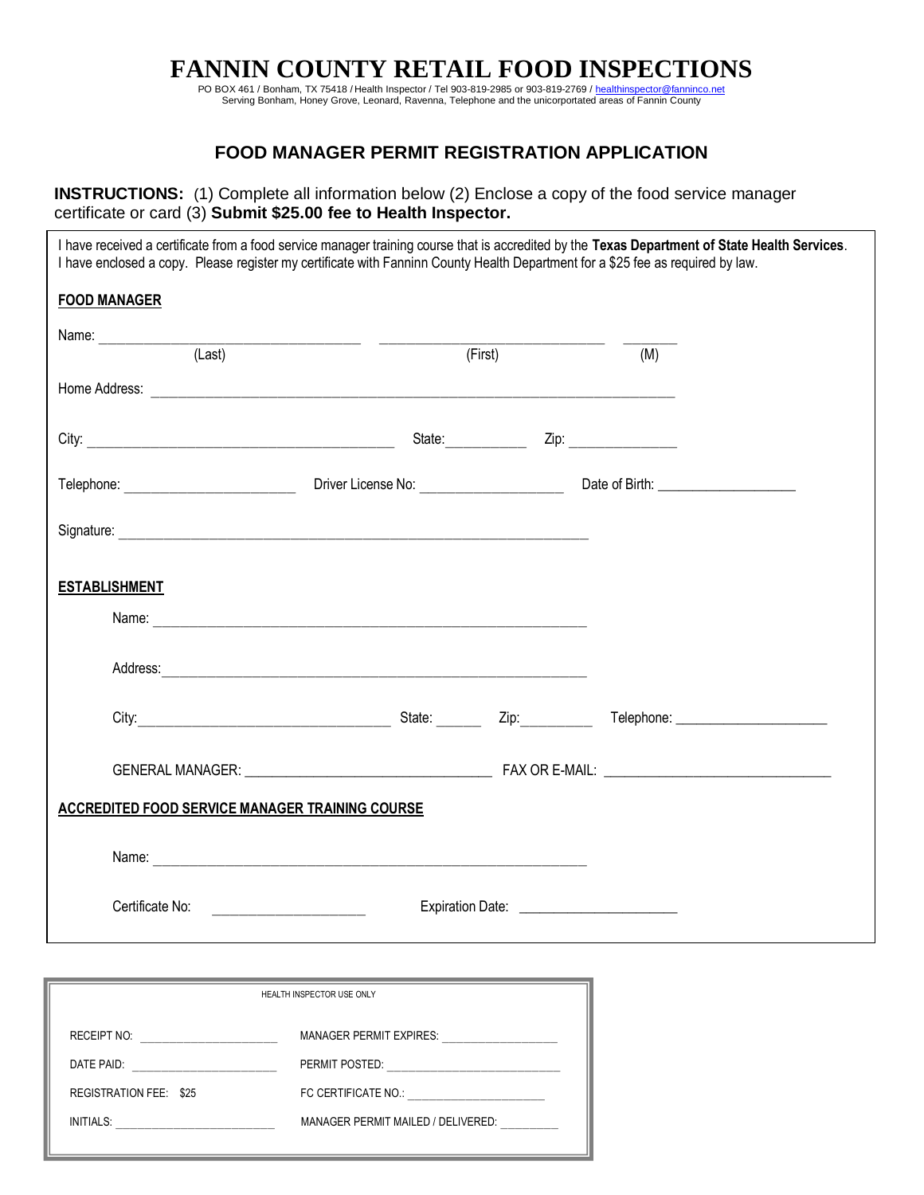# FANNIN COUNTY RETAIL FOOD INSPECTIONS

PO BOX 461 / Bonham, TX 75418 / Health Inspector / Tel 903-819-2985 or 903-819-2769 / healthinspector@fanninco.net
Serving Bonham, Honey Grove, Leonard, Ravenna, Telephone and the unicorportated areas of Fannin County

## FOOD MANAGER PERMIT REGISTRATION APPLICATION

**INSTRUCTIONS:** (1) Complete all information below (2) Enclose a copy of the food service manager certificate or card (3) **Submit $25.00 fee to Health Inspector.**

I have received a certificate from a food service manager training course that is accredited by the **Texas Department of State Health Services**. I have enclosed a copy. Please register my certificate with Fanninn County Health Department for a $25 fee as required by law.

**FOOD MANAGER**

Name: ______________________ ______________________ _______
(Last) (First) (M)

Home Address: ______________________________________________

City: ______________________ State:__________ Zip: ______________

Telephone: ____________________ Driver License No: ________________ Date of Birth: ________________

Signature: ______________________________________________

**ESTABLISHMENT**

Name: ______________________________________________

Address:______________________________________________

City:______________________ State: ______ Zip:_________ Telephone: ____________________

GENERAL MANAGER: ______________________ FAX OR E-MAIL: ______________________

**ACCREDITED FOOD SERVICE MANAGER TRAINING COURSE**

Name: ______________________________________________

Certificate No: ____________________ Expiration Date: ____________________

HEALTH INSPECTOR USE ONLY

| | |
|---|---|
| RECEIPT NO: ____________________ | MANAGER PERMIT EXPIRES: ________________ |
| DATE PAID: ____________________ | PERMIT POSTED: ________________________ |
| REGISTRATION FEE: $25 | FC CERTIFICATE NO.: ____________________ |
| INITIALS: ______________________ | MANAGER PERMIT MAILED / DELIVERED: ________ |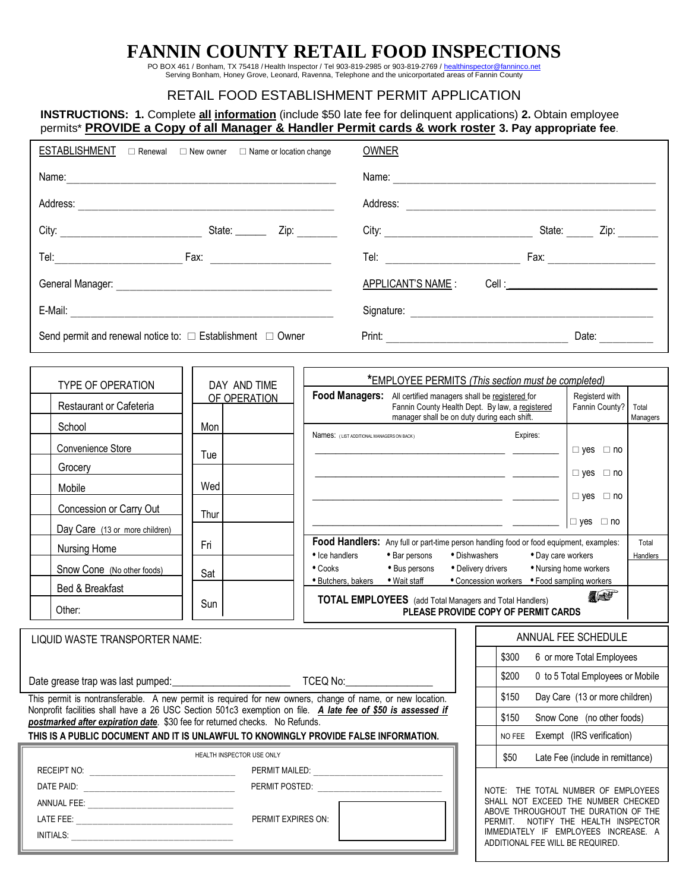# FANNIN COUNTY RETAIL FOOD INSPECTIONS

PO BOX 461 / Bonham, TX 75418 / Health Inspector / Tel 903-819-2985 or 903-819-2769 / healthinspector@fanninco.net
Serving Bonham, Honey Grove, Leonard, Ravenna, Telephone and the unicorportated areas of Fannin County

## RETAIL FOOD ESTABLISHMENT PERMIT APPLICATION

**INSTRUCTIONS: 1.** Complete **all information** (include $50 late fee for delinquent applications) **2.** Obtain employee permits* **PROVIDE a Copy of all Manager & Handler Permit cards & work roster 3. Pay appropriate fee**.

| ESTABLISHMENT ☐ Renewal ☐ New owner ☐ Name or location change | OWNER |
|---|---|
| Name: ______________________ | Name: ______________________ |
| Address: ______________________ | Address: ______________________ |
| City: __________ State: ______ Zip: _______ | City: __________ State: _____ Zip: _______ |
| Tel: __________ Fax: __________ | Tel: __________ Fax: __________ |
| General Manager: ______________________ | APPLICANT'S NAME : Cell : __________ |
| E-Mail: ______________________ | Signature: ______________________ |
| Send permit and renewal notice to: ☐ Establishment ☐ Owner | Print: ______________________ Date: _________ |

| | TYPE OF OPERATION |
|---|---|
| | Restaurant or Cafeteria |
| | School |
| | Convenience Store |
| | Grocery |
| | Mobile |
| | Concession or Carry Out |
| | Day Care (13 or more children) |
| | Nursing Home |
| | Snow Cone (No other foods) |
| | Bed & Breakfast |
| | Other: |

| DAY AND TIME OF OPERATION | |
|---|---|
| Mon | |
| Tue | |
| Wed | |
| Thur | |
| Fri | |
| Sat | |
| Sun | |

| *EMPLOYEE PERMITS *(This section must be completed)* | | | |
|---|---|---|---|
| **Food Managers:** All certified managers shall be registered for Fannin County Health Dept. By law, a registered manager shall be on duty during each shift. | | Registed with Fannin County? | Total Managers |
| Names: (LIST ADDITIONAL MANAGERS ON BACK) | Expires: | | |
| ______________________ | _________ | ☐ yes ☐ no | |
| ______________________ | _________ | ☐ yes ☐ no | |
| ______________________ | _________ | ☐ yes ☐ no | |
| ______________________ | _________ | ☐ yes ☐ no | |
| **Food Handlers:** Any full or part-time person handling food or food equipment, examples: • Ice handlers • Bar persons • Dishwashers • Day care workers • Cooks • Bus persons • Delivery drivers • Nursing home workers • Butchers, bakers • Wait staff • Concession workers • Food sampling workers | | | Total Handlers |
| **TOTAL EMPLOYEES** (add Total Managers and Total Handlers) **PLEASE PROVIDE COPY OF PERMIT CARDS** | | | |

LIQUID WASTE TRANSPORTER NAME:

Date grease trap was last pumped: ______________________ TCEQ No: ________________

This permit is nontransferable. A new permit is required for new owners, change of name, or new location. Nonprofit facilities shall have a 26 USC Section 501c3 exemption on file. ***A late fee of $50 is assessed if postmarked after expiration date***. $30 fee for returned checks. No Refunds.

**THIS IS A PUBLIC DOCUMENT AND IT IS UNLAWFUL TO KNOWINGLY PROVIDE FALSE INFORMATION.**

| ANNUAL FEE SCHEDULE | |
|---|---|
| $300 | 6 or more Total Employees |
| $200 | 0 to 5 Total Employees or Mobile |
| $150 | Day Care (13 or more children) |
| $150 | Snow Cone (no other foods) |
| NO FEE | Exempt (IRS verification) |
| $50 | Late Fee (include in remittance) |

NOTE: THE TOTAL NUMBER OF EMPLOYEES SHALL NOT EXCEED THE NUMBER CHECKED ABOVE THROUGHOUT THE DURATION OF THE PERMIT. NOTIFY THE HEALTH INSPECTOR IMMEDIATELY IF EMPLOYEES INCREASE. A ADDITIONAL FEE WILL BE REQUIRED.

HEALTH INSPECTOR USE ONLY

| | |
|---|---|
| RECEIPT NO: ______________ | PERMIT MAILED: ______________ |
| DATE PAID: ______________ | PERMIT POSTED: ______________ |
| ANNUAL FEE: ______________ | |
| LATE FEE: ______________ | PERMIT EXPIRES ON: |
| INITIALS: ______________ | |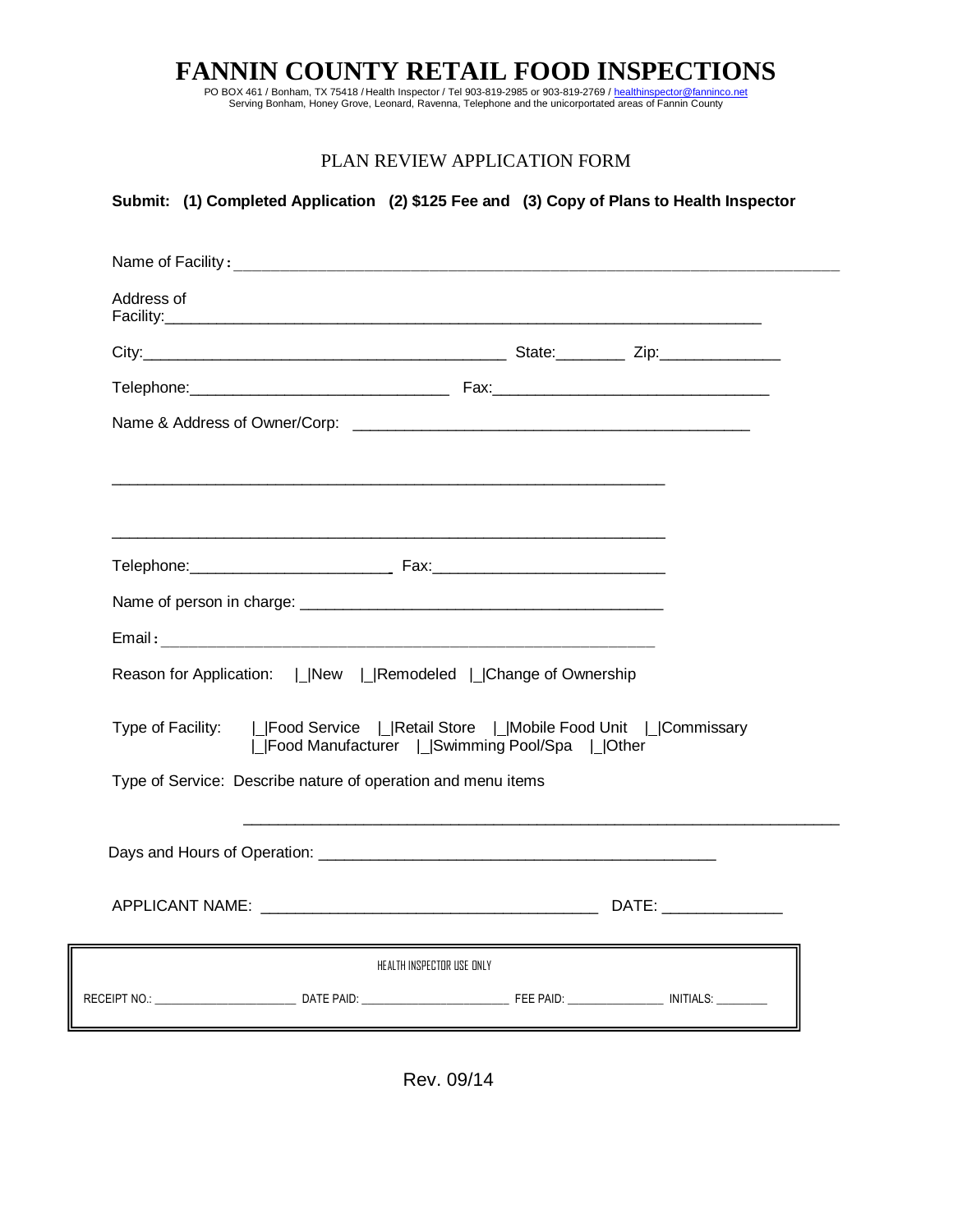# FANNIN COUNTY RETAIL FOOD INSPECTIONS

PO BOX 461 / Bonham, TX 75418 / Health Inspector / Tel 903-819-2985 or 903-819-2769 / healthinspector@fanninco.net
Serving Bonham, Honey Grove, Leonard, Ravenna, Telephone and the unicorportated areas of Fannin County

## PLAN REVIEW APPLICATION FORM

**Submit: (1) Completed Application (2) $125 Fee and (3) Copy of Plans to Health Inspector**

Name of Facility: ______________________________________________________________________

Address of Facility: ______________________________________________________________________

City: ___________________________________________ State: ________ Zip: ______________

Telephone: ______________________________ Fax: _________________________________

Name & Address of Owner/Corp: _______________________________________________

_________________________________________________________________

_________________________________________________________________

Telephone: ______________________ Fax: __________________________

Name of person in charge: __________________________________________

Email: ___________________________________________________________

Reason for Application: |_|New |_|Remodeled |_|Change of Ownership

Type of Facility: |_|Food Service |_|Retail Store |_|Mobile Food Unit |_|Commissary |_|Food Manufacturer |_|Swimming Pool/Spa |_|Other

Type of Service: Describe nature of operation and menu items

______________________________________________________________________

Days and Hours of Operation: ______________________________________________

APPLICANT NAME: _______________________________________ DATE: ______________

| HEALTH INSPECTOR USE ONLY |
|---|
| RECEIPT NO.: ______________________ DATE PAID: ______________________ FEE PAID: _______________ INITIALS: ________ |

Rev. 09/14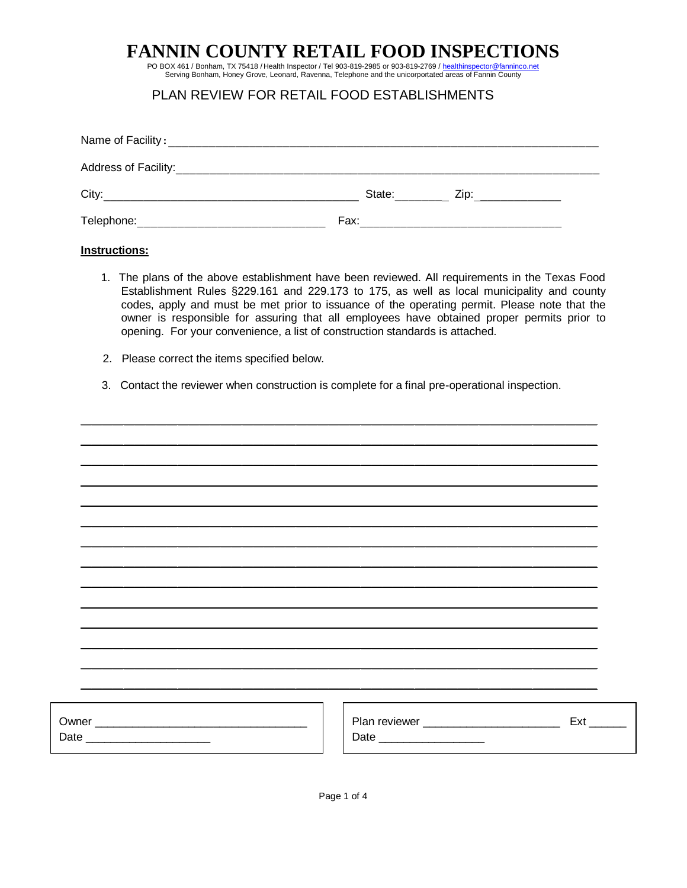# FANNIN COUNTY RETAIL FOOD INSPECTIONS

PO BOX 461 / Bonham, TX 75418 / Health Inspector / Tel 903-819-2985 or 903-819-2769 / healthinspector@fanninco.net
Serving Bonham, Honey Grove, Leonard, Ravenna, Telephone and the unicorportated areas of Fannin County

## PLAN REVIEW FOR RETAIL FOOD ESTABLISHMENTS

Name of Facility: ____________________________________________

Address of Facility: ____________________________________________

City: ______________________________ State: ________ Zip: ____________

Telephone: ________________________ Fax: ________________________

**Instructions:**

1. The plans of the above establishment have been reviewed. All requirements in the Texas Food Establishment Rules §229.161 and 229.173 to 175, as well as local municipality and county codes, apply and must be met prior to issuance of the operating permit. Please note that the owner is responsible for assuring that all employees have obtained proper permits prior to opening. For your convenience, a list of construction standards is attached.

2. Please correct the items specified below.

3. Contact the reviewer when construction is complete for a final pre-operational inspection.

______________________________________________________________________

______________________________________________________________________

______________________________________________________________________

______________________________________________________________________

______________________________________________________________________

______________________________________________________________________

______________________________________________________________________

______________________________________________________________________

______________________________________________________________________

______________________________________________________________________

______________________________________________________________________

______________________________________________________________________

______________________________________________________________________

______________________________________________________________________

Owner ________________________________
Date ____________________

Plan reviewer ______________________ Ext ______
Date ________________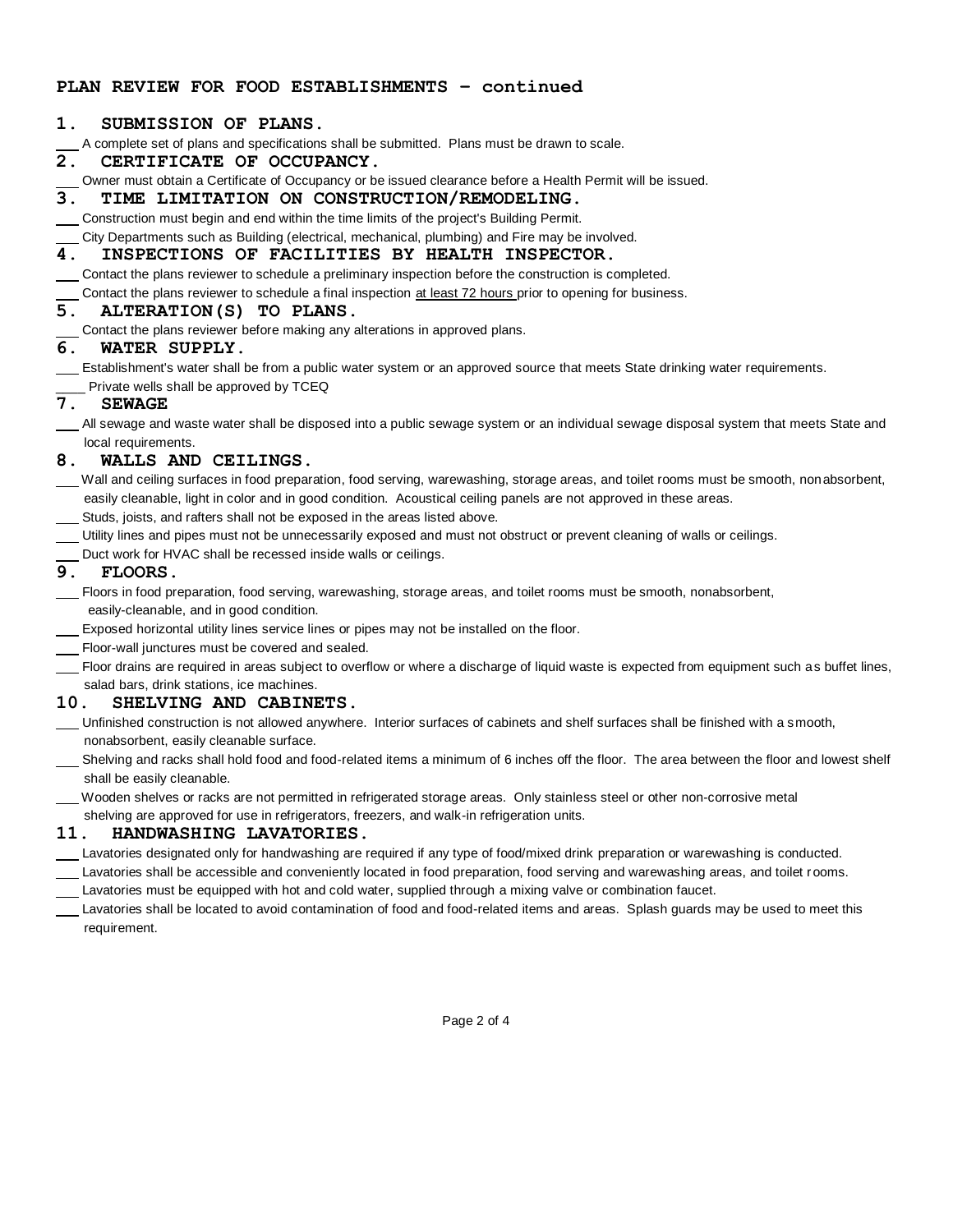## PLAN REVIEW FOR FOOD ESTABLISHMENTS – continued

### 1. SUBMISSION OF PLANS.

___ A complete set of plans and specifications shall be submitted. Plans must be drawn to scale.

### 2. CERTIFICATE OF OCCUPANCY.

___ Owner must obtain a Certificate of Occupancy or be issued clearance before a Health Permit will be issued.

### 3. TIME LIMITATION ON CONSTRUCTION/REMODELING.

___ Construction must begin and end within the time limits of the project's Building Permit.

___ City Departments such as Building (electrical, mechanical, plumbing) and Fire may be involved.

### 4. INSPECTIONS OF FACILITIES BY HEALTH INSPECTOR.

___ Contact the plans reviewer to schedule a preliminary inspection before the construction is completed.

___ Contact the plans reviewer to schedule a final inspection <u>at least 72 hours</u> prior to opening for business.

### 5. ALTERATION(S) TO PLANS.

___ Contact the plans reviewer before making any alterations in approved plans.

### 6. WATER SUPPLY.

___ Establishment's water shall be from a public water system or an approved source that meets State drinking water requirements.

___ Private wells shall be approved by TCEQ

### 7. SEWAGE

___ All sewage and waste water shall be disposed into a public sewage system or an individual sewage disposal system that meets State and local requirements.

### 8. WALLS AND CEILINGS.

___ Wall and ceiling surfaces in food preparation, food serving, warewashing, storage areas, and toilet rooms must be smooth, nonabsorbent, easily cleanable, light in color and in good condition. Acoustical ceiling panels are not approved in these areas.

___ Studs, joists, and rafters shall not be exposed in the areas listed above.

___ Utility lines and pipes must not be unnecessarily exposed and must not obstruct or prevent cleaning of walls or ceilings.

___ Duct work for HVAC shall be recessed inside walls or ceilings.

### 9. FLOORS.

___ Floors in food preparation, food serving, warewashing, storage areas, and toilet rooms must be smooth, nonabsorbent, easily-cleanable, and in good condition.

___ Exposed horizontal utility lines service lines or pipes may not be installed on the floor.

___ Floor-wall junctures must be covered and sealed.

___ Floor drains are required in areas subject to overflow or where a discharge of liquid waste is expected from equipment such as buffet lines, salad bars, drink stations, ice machines.

### 10. SHELVING AND CABINETS.

___ Unfinished construction is not allowed anywhere. Interior surfaces of cabinets and shelf surfaces shall be finished with a smooth, nonabsorbent, easily cleanable surface.

___ Shelving and racks shall hold food and food-related items a minimum of 6 inches off the floor. The area between the floor and lowest shelf shall be easily cleanable.

___ Wooden shelves or racks are not permitted in refrigerated storage areas. Only stainless steel or other non-corrosive metal shelving are approved for use in refrigerators, freezers, and walk-in refrigeration units.

### 11. HANDWASHING LAVATORIES.

___ Lavatories designated only for handwashing are required if any type of food/mixed drink preparation or warewashing is conducted.

___ Lavatories shall be accessible and conveniently located in food preparation, food serving and warewashing areas, and toilet rooms.

___ Lavatories must be equipped with hot and cold water, supplied through a mixing valve or combination faucet.

___ Lavatories shall be located to avoid contamination of food and food-related items and areas. Splash guards may be used to meet this requirement.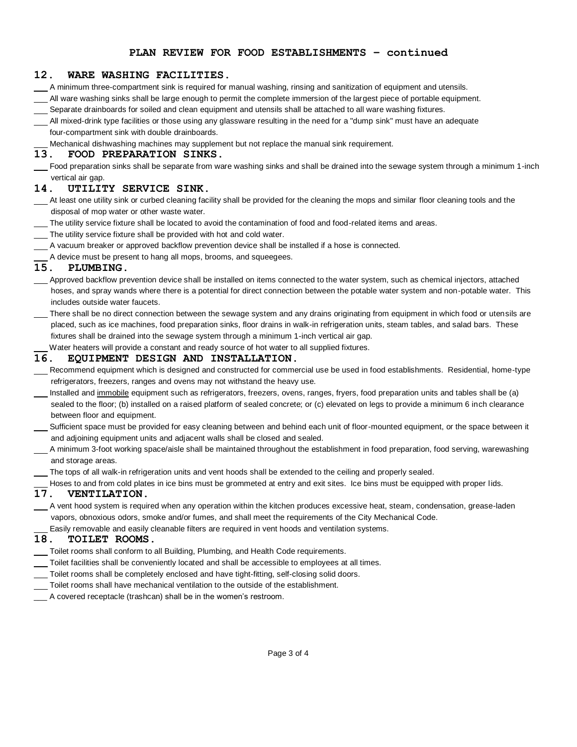## PLAN REVIEW FOR FOOD ESTABLISHMENTS – continued

### 12. WARE WASHING FACILITIES.

___ A minimum three-compartment sink is required for manual washing, rinsing and sanitization of equipment and utensils.

___ All ware washing sinks shall be large enough to permit the complete immersion of the largest piece of portable equipment.

___ Separate drainboards for soiled and clean equipment and utensils shall be attached to all ware washing fixtures.

___ All mixed-drink type facilities or those using any glassware resulting in the need for a "dump sink" must have an adequate four-compartment sink with double drainboards.

___ Mechanical dishwashing machines may supplement but not replace the manual sink requirement.

### 13. FOOD PREPARATION SINKS.

___ Food preparation sinks shall be separate from ware washing sinks and shall be drained into the sewage system through a minimum 1-inch vertical air gap.

### 14. UTILITY SERVICE SINK.

___ At least one utility sink or curbed cleaning facility shall be provided for the cleaning the mops and similar floor cleaning tools and the disposal of mop water or other waste water.

___ The utility service fixture shall be located to avoid the contamination of food and food-related items and areas.

___ The utility service fixture shall be provided with hot and cold water.

___ A vacuum breaker or approved backflow prevention device shall be installed if a hose is connected.

___ A device must be present to hang all mops, brooms, and squeegees.

### 15. PLUMBING.

___ Approved backflow prevention device shall be installed on items connected to the water system, such as chemical injectors, attached hoses, and spray wands where there is a potential for direct connection between the potable water system and non-potable water. This includes outside water faucets.

___ There shall be no direct connection between the sewage system and any drains originating from equipment in which food or utensils are placed, such as ice machines, food preparation sinks, floor drains in walk-in refrigeration units, steam tables, and salad bars. These fixtures shall be drained into the sewage system through a minimum 1-inch vertical air gap.

___ Water heaters will provide a constant and ready source of hot water to all supplied fixtures.

### 16. EQUIPMENT DESIGN AND INSTALLATION.

___ Recommend equipment which is designed and constructed for commercial use be used in food establishments. Residential, home-type refrigerators, freezers, ranges and ovens may not withstand the heavy use.

___ Installed and <u>immobile</u> equipment such as refrigerators, freezers, ovens, ranges, fryers, food preparation units and tables shall be (a) sealed to the floor; (b) installed on a raised platform of sealed concrete; or (c) elevated on legs to provide a minimum 6 inch clearance between floor and equipment.

___ Sufficient space must be provided for easy cleaning between and behind each unit of floor-mounted equipment, or the space between it and adjoining equipment units and adjacent walls shall be closed and sealed.

___ A minimum 3-foot working space/aisle shall be maintained throughout the establishment in food preparation, food serving, warewashing and storage areas.

___ The tops of all walk-in refrigeration units and vent hoods shall be extended to the ceiling and properly sealed.

___ Hoses to and from cold plates in ice bins must be grommeted at entry and exit sites. Ice bins must be equipped with proper lids.

### 17. VENTILATION.

___ A vent hood system is required when any operation within the kitchen produces excessive heat, steam, condensation, grease-laden vapors, obnoxious odors, smoke and/or fumes, and shall meet the requirements of the City Mechanical Code.

___ Easily removable and easily cleanable filters are required in vent hoods and ventilation systems.

### 18. TOILET ROOMS.

___ Toilet rooms shall conform to all Building, Plumbing, and Health Code requirements.

___ Toilet facilities shall be conveniently located and shall be accessible to employees at all times.

___ Toilet rooms shall be completely enclosed and have tight-fitting, self-closing solid doors.

___ Toilet rooms shall have mechanical ventilation to the outside of the establishment.

___ A covered receptacle (trashcan) shall be in the women's restroom.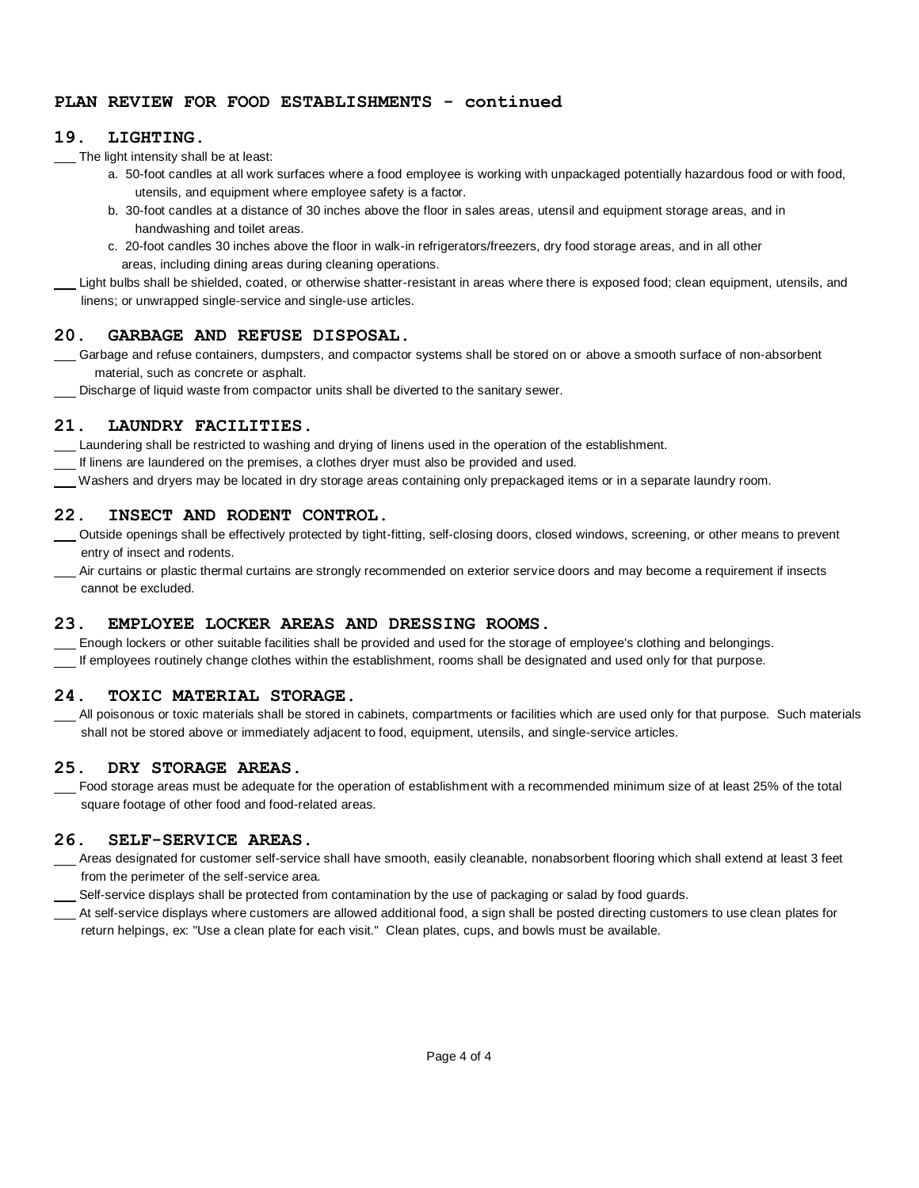## PLAN REVIEW FOR FOOD ESTABLISHMENTS - continued

### 19. LIGHTING.

___ The light intensity shall be at least:

a. 50-foot candles at all work surfaces where a food employee is working with unpackaged potentially hazardous food or with food, utensils, and equipment where employee safety is a factor.

b. 30-foot candles at a distance of 30 inches above the floor in sales areas, utensil and equipment storage areas, and in handwashing and toilet areas.

c. 20-foot candles 30 inches above the floor in walk-in refrigerators/freezers, dry food storage areas, and in all other areas, including dining areas during cleaning operations.

___ Light bulbs shall be shielded, coated, or otherwise shatter-resistant in areas where there is exposed food; clean equipment, utensils, and linens; or unwrapped single-service and single-use articles.

### 20. GARBAGE AND REFUSE DISPOSAL.

___ Garbage and refuse containers, dumpsters, and compactor systems shall be stored on or above a smooth surface of non-absorbent material, such as concrete or asphalt.

___ Discharge of liquid waste from compactor units shall be diverted to the sanitary sewer.

### 21. LAUNDRY FACILITIES.

___ Laundering shall be restricted to washing and drying of linens used in the operation of the establishment.

___ If linens are laundered on the premises, a clothes dryer must also be provided and used.

___ Washers and dryers may be located in dry storage areas containing only prepackaged items or in a separate laundry room.

### 22. INSECT AND RODENT CONTROL.

___ Outside openings shall be effectively protected by tight-fitting, self-closing doors, closed windows, screening, or other means to prevent entry of insect and rodents.

___ Air curtains or plastic thermal curtains are strongly recommended on exterior service doors and may become a requirement if insects cannot be excluded.

### 23. EMPLOYEE LOCKER AREAS AND DRESSING ROOMS.

___ Enough lockers or other suitable facilities shall be provided and used for the storage of employee's clothing and belongings.

___ If employees routinely change clothes within the establishment, rooms shall be designated and used only for that purpose.

### 24. TOXIC MATERIAL STORAGE.

___ All poisonous or toxic materials shall be stored in cabinets, compartments or facilities which are used only for that purpose. Such materials shall not be stored above or immediately adjacent to food, equipment, utensils, and single-service articles.

### 25. DRY STORAGE AREAS.

___ Food storage areas must be adequate for the operation of establishment with a recommended minimum size of at least 25% of the total square footage of other food and food-related areas.

### 26. SELF-SERVICE AREAS.

___ Areas designated for customer self-service shall have smooth, easily cleanable, nonabsorbent flooring which shall extend at least 3 feet from the perimeter of the self-service area.

___ Self-service displays shall be protected from contamination by the use of packaging or salad by food guards.

___ At self-service displays where customers are allowed additional food, a sign shall be posted directing customers to use clean plates for return helpings, ex: "Use a clean plate for each visit." Clean plates, cups, and bowls must be available.